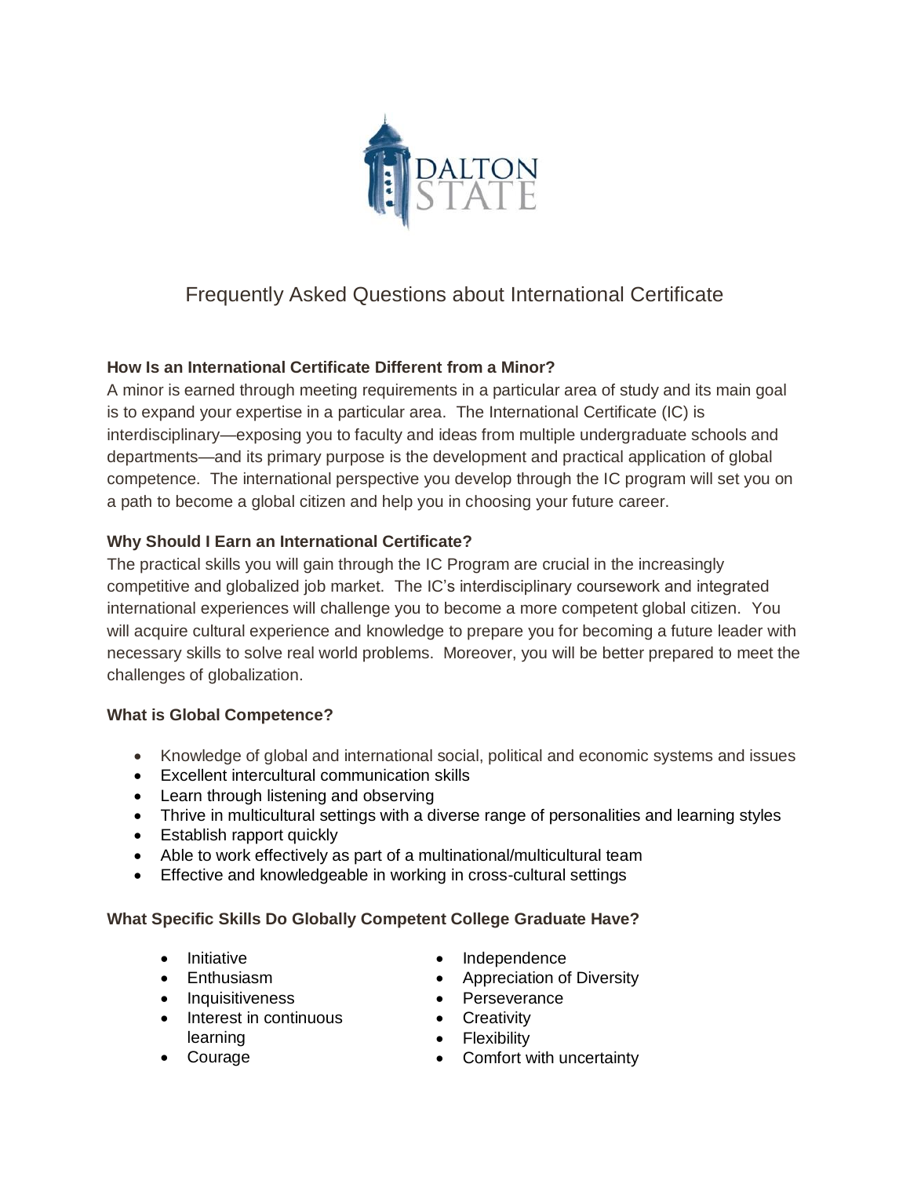# Frequently Asked Questions about International Certificate

**How Is an International Certificate Different from a Minor?**

A minor is earned through meeting requirements in a particular area of study and its main goal is to expand your expertise in a particular area. The International Certificate (IC) is interdisciplinary—exposing you to faculty and ideas from multiple undergraduate schools and departments—and its primary purpose is the development and practical application of global competence. The international perspective you develop through the IC program will set you on a path to become a global citizen and help you in choosing your future career.

**Why Should I Earn an International Certificate?**

The practical skills you will gain through the IC Program are crucial in the increasingly competitive and globalized job market. The IC's interdisciplinary coursework and integrated international experiences will challenge you to become a more competent global citizen. You will acquire cultural experience and knowledge to prepare you for becoming a future leader with necessary skills to solve real world problems. Moreover, you will be better prepared to meet the challenges of globalization.

**What is Global Competence?**

- Knowledge of global and international social, political and economic systems and issues
- Excellent intercultural communication skills
- Learn through listening and observing
- Thrive in multicultural settings with a diverse range of personalities and learning styles
- Establish rapport quickly
- Able to work effectively as part of a multinational/multicultural team
- Effective and knowledgeable in working in cross-cultural settings

**What Specific Skills Do Globally Competent College Graduate Have?**

- Initiative
- Enthusiasm
- Inquisitiveness
- Interest in continuous learning
- Courage
- Independence
- Appreciation of Diversity
- Perseverance
- Creativity
- Flexibility
- Comfort with uncertainty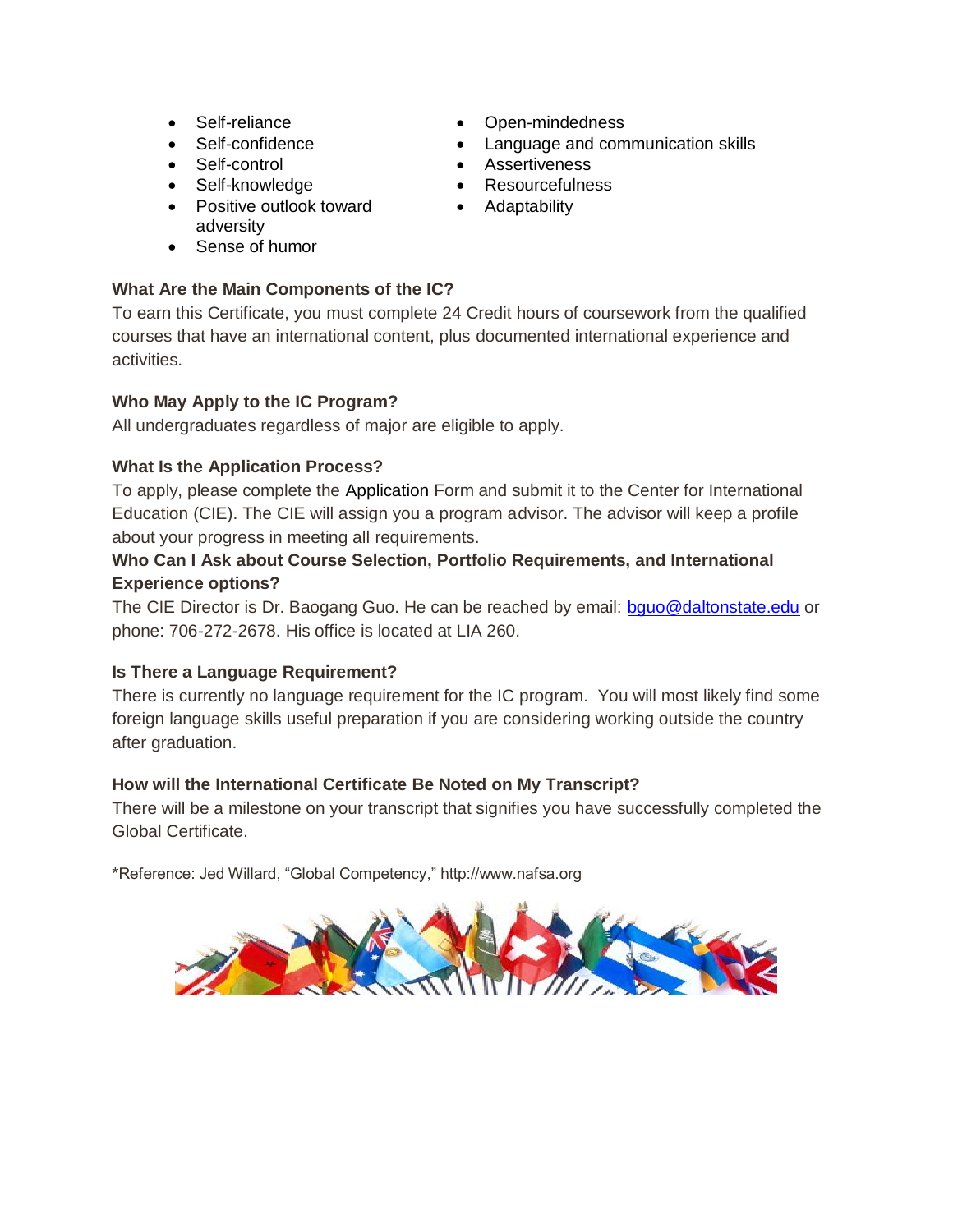- Self-reliance
- Self-confidence
- Self-control
- Self-knowledge
- Positive outlook toward adversity
- Sense of humor
- Open-mindedness
- Language and communication skills
- Assertiveness
- Resourcefulness
- Adaptability

**What Are the Main Components of the IC?**

To earn this Certificate, you must complete 24 Credit hours of coursework from the qualified courses that have an international content, plus documented international experience and activities.

**Who May Apply to the IC Program?**

All undergraduates regardless of major are eligible to apply.

**What Is the Application Process?**

To apply, please complete the Application Form and submit it to the Center for International Education (CIE). The CIE will assign you a program advisor. The advisor will keep a profile about your progress in meeting all requirements.

**Who Can I Ask about Course Selection, Portfolio Requirements, and International Experience options?**

The CIE Director is Dr. Baogang Guo. He can be reached by email: bguo@daltonstate.edu or phone: 706-272-2678. His office is located at LIA 260.

**Is There a Language Requirement?**

There is currently no language requirement for the IC program. You will most likely find some foreign language skills useful preparation if you are considering working outside the country after graduation.

**How will the International Certificate Be Noted on My Transcript?**

There will be a milestone on your transcript that signifies you have successfully completed the Global Certificate.

*Reference: Jed Willard, "Global Competency," http://www.nafsa.org